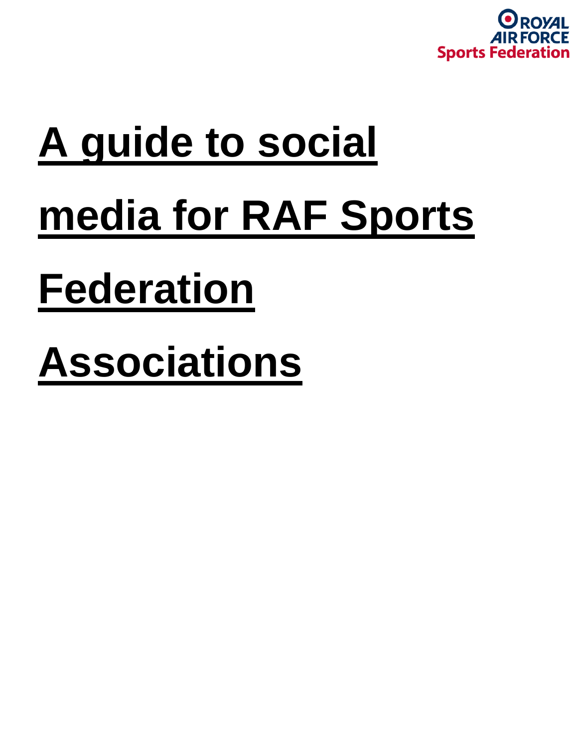# A guide to social media for RAF Sports Federation Associations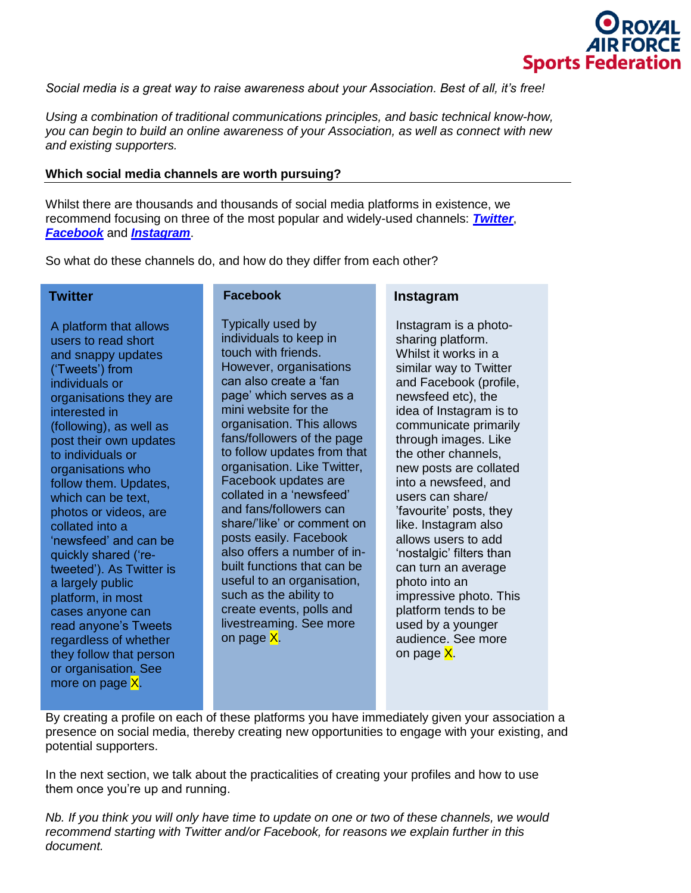*Social media is a great way to raise awareness about your Association. Best of all, it's free!*

*Using a combination of traditional communications principles, and basic technical know-how, you can begin to build an online awareness of your Association, as well as connect with new and existing supporters.*

## Which social media channels are worth pursuing?

Whilst there are thousands and thousands of social media platforms in existence, we recommend focusing on three of the most popular and widely-used channels: ***Twitter***, ***Facebook*** and ***Instagram***.

So what do these channels do, and how do they differ from each other?

### Twitter

A platform that allows users to read short and snappy updates ('Tweets') from individuals or organisations they are interested in (following), as well as post their own updates to individuals or organisations who follow them. Updates, which can be text, photos or videos, are collated into a 'newsfeed' and can be quickly shared ('re-tweeted'). As Twitter is a largely public platform, in most cases anyone can read anyone's Tweets regardless of whether they follow that person or organisation. See more on page X.

### Facebook

Typically used by individuals to keep in touch with friends. However, organisations can also create a 'fan page' which serves as a mini website for the organisation. This allows fans/followers of the page to follow updates from that organisation. Like Twitter, Facebook updates are collated in a 'newsfeed' and fans/followers can share/'like' or comment on posts easily. Facebook also offers a number of in-built functions that can be useful to an organisation, such as the ability to create events, polls and livestreaming. See more on page X.

### Instagram

Instagram is a photo-sharing platform. Whilst it works in a similar way to Twitter and Facebook (profile, newsfeed etc), the idea of Instagram is to communicate primarily through images. Like the other channels, new posts are collated into a newsfeed, and users can share/ 'favourite' posts, they like. Instagram also allows users to add 'nostalgic' filters than can turn an average photo into an impressive photo. This platform tends to be used by a younger audience. See more on page X.

By creating a profile on each of these platforms you have immediately given your association a presence on social media, thereby creating new opportunities to engage with your existing, and potential supporters.

In the next section, we talk about the practicalities of creating your profiles and how to use them once you're up and running.

*Nb. If you think you will only have time to update on one or two of these channels, we would recommend starting with Twitter and/or Facebook, for reasons we explain further in this document.*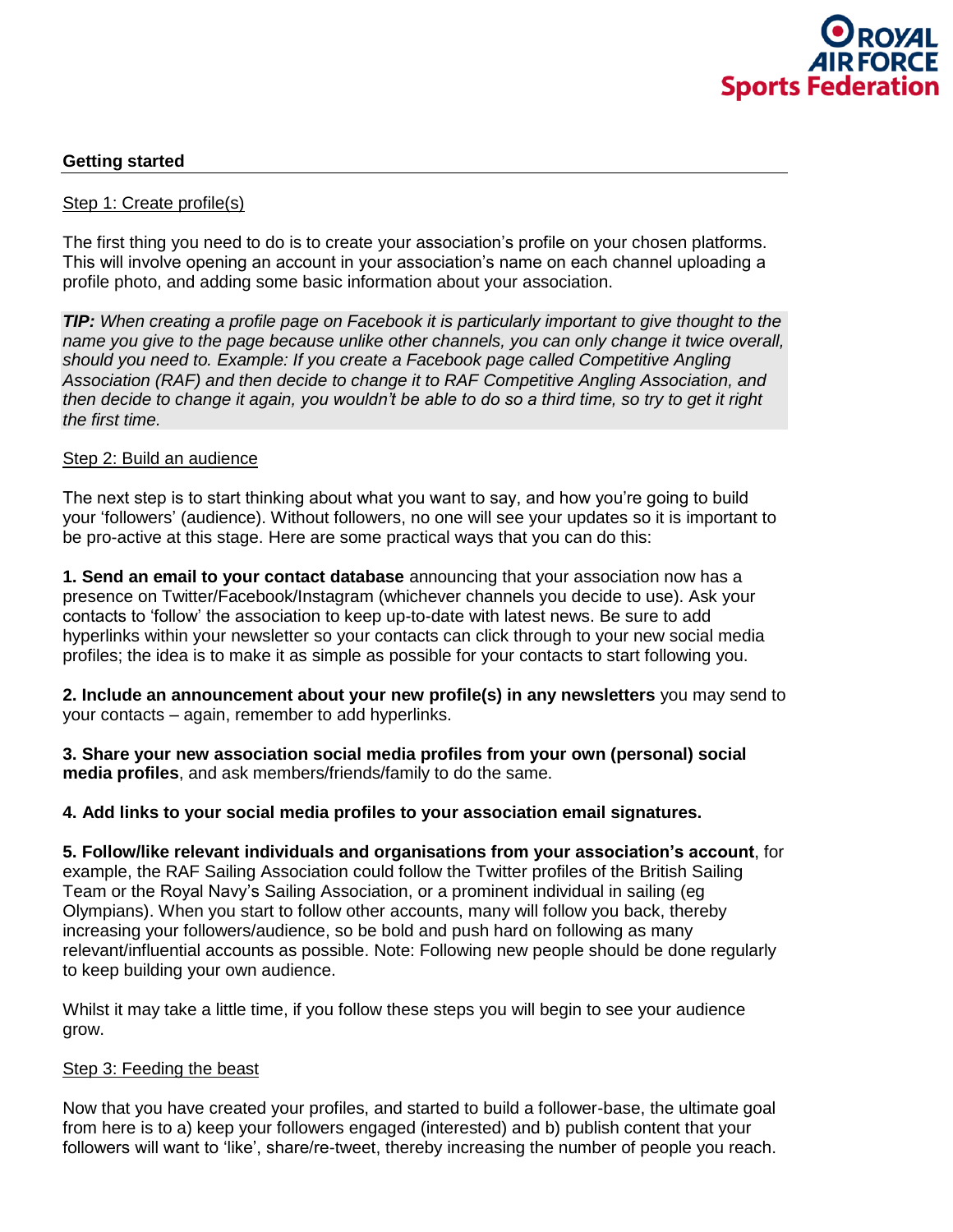## Getting started

Step 1: Create profile(s)

The first thing you need to do is to create your association's profile on your chosen platforms. This will involve opening an account in your association's name on each channel uploading a profile photo, and adding some basic information about your association.

***TIP:*** *When creating a profile page on Facebook it is particularly important to give thought to the name you give to the page because unlike other channels, you can only change it twice overall, should you need to. Example: If you create a Facebook page called Competitive Angling Association (RAF) and then decide to change it to RAF Competitive Angling Association, and then decide to change it again, you wouldn't be able to do so a third time, so try to get it right the first time.*

Step 2: Build an audience

The next step is to start thinking about what you want to say, and how you're going to build your 'followers' (audience). Without followers, no one will see your updates so it is important to be pro-active at this stage. Here are some practical ways that you can do this:

**1. Send an email to your contact database** announcing that your association now has a presence on Twitter/Facebook/Instagram (whichever channels you decide to use). Ask your contacts to 'follow' the association to keep up-to-date with latest news. Be sure to add hyperlinks within your newsletter so your contacts can click through to your new social media profiles; the idea is to make it as simple as possible for your contacts to start following you.

**2. Include an announcement about your new profile(s) in any newsletters** you may send to your contacts – again, remember to add hyperlinks.

**3. Share your new association social media profiles from your own (personal) social media profiles**, and ask members/friends/family to do the same.

**4. Add links to your social media profiles to your association email signatures.**

**5. Follow/like relevant individuals and organisations from your association's account**, for example, the RAF Sailing Association could follow the Twitter profiles of the British Sailing Team or the Royal Navy's Sailing Association, or a prominent individual in sailing (eg Olympians). When you start to follow other accounts, many will follow you back, thereby increasing your followers/audience, so be bold and push hard on following as many relevant/influential accounts as possible. Note: Following new people should be done regularly to keep building your own audience.

Whilst it may take a little time, if you follow these steps you will begin to see your audience grow.

Step 3: Feeding the beast

Now that you have created your profiles, and started to build a follower-base, the ultimate goal from here is to a) keep your followers engaged (interested) and b) publish content that your followers will want to 'like', share/re-tweet, thereby increasing the number of people you reach.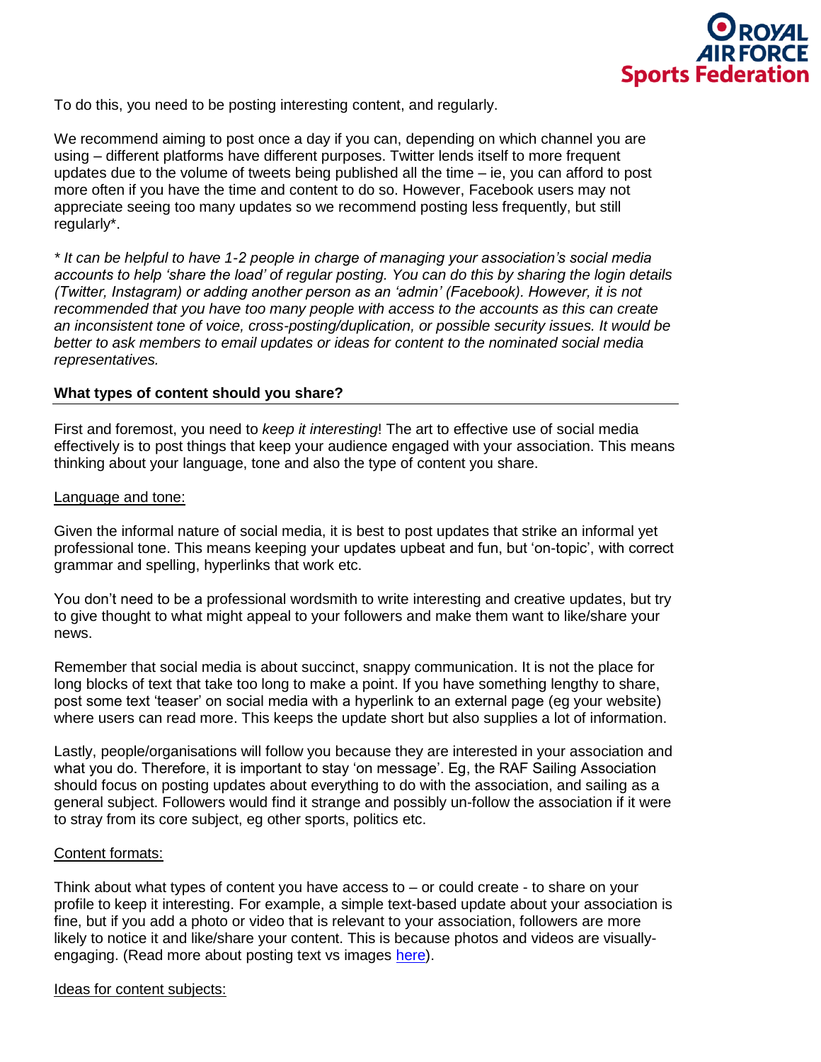To do this, you need to be posting interesting content, and regularly.

We recommend aiming to post once a day if you can, depending on which channel you are using – different platforms have different purposes. Twitter lends itself to more frequent updates due to the volume of tweets being published all the time – ie, you can afford to post more often if you have the time and content to do so. However, Facebook users may not appreciate seeing too many updates so we recommend posting less frequently, but still regularly*.

*\* It can be helpful to have 1-2 people in charge of managing your association's social media accounts to help 'share the load' of regular posting. You can do this by sharing the login details (Twitter, Instagram) or adding another person as an 'admin' (Facebook). However, it is not recommended that you have too many people with access to the accounts as this can create an inconsistent tone of voice, cross-posting/duplication, or possible security issues. It would be better to ask members to email updates or ideas for content to the nominated social media representatives.*

## What types of content should you share?

First and foremost, you need to *keep it interesting*! The art to effective use of social media effectively is to post things that keep your audience engaged with your association. This means thinking about your language, tone and also the type of content you share.

<u>Language and tone:</u>

Given the informal nature of social media, it is best to post updates that strike an informal yet professional tone. This means keeping your updates upbeat and fun, but 'on-topic', with correct grammar and spelling, hyperlinks that work etc.

You don't need to be a professional wordsmith to write interesting and creative updates, but try to give thought to what might appeal to your followers and make them want to like/share your news.

Remember that social media is about succinct, snappy communication. It is not the place for long blocks of text that take too long to make a point. If you have something lengthy to share, post some text 'teaser' on social media with a hyperlink to an external page (eg your website) where users can read more. This keeps the update short but also supplies a lot of information.

Lastly, people/organisations will follow you because they are interested in your association and what you do. Therefore, it is important to stay 'on message'. Eg, the RAF Sailing Association should focus on posting updates about everything to do with the association, and sailing as a general subject. Followers would find it strange and possibly un-follow the association if it were to stray from its core subject, eg other sports, politics etc.

<u>Content formats:</u>

Think about what types of content you have access to – or could create - to share on your profile to keep it interesting. For example, a simple text-based update about your association is fine, but if you add a photo or video that is relevant to your association, followers are more likely to notice it and like/share your content. This is because photos and videos are visually-engaging. (Read more about posting text vs images here).

<u>Ideas for content subjects:</u>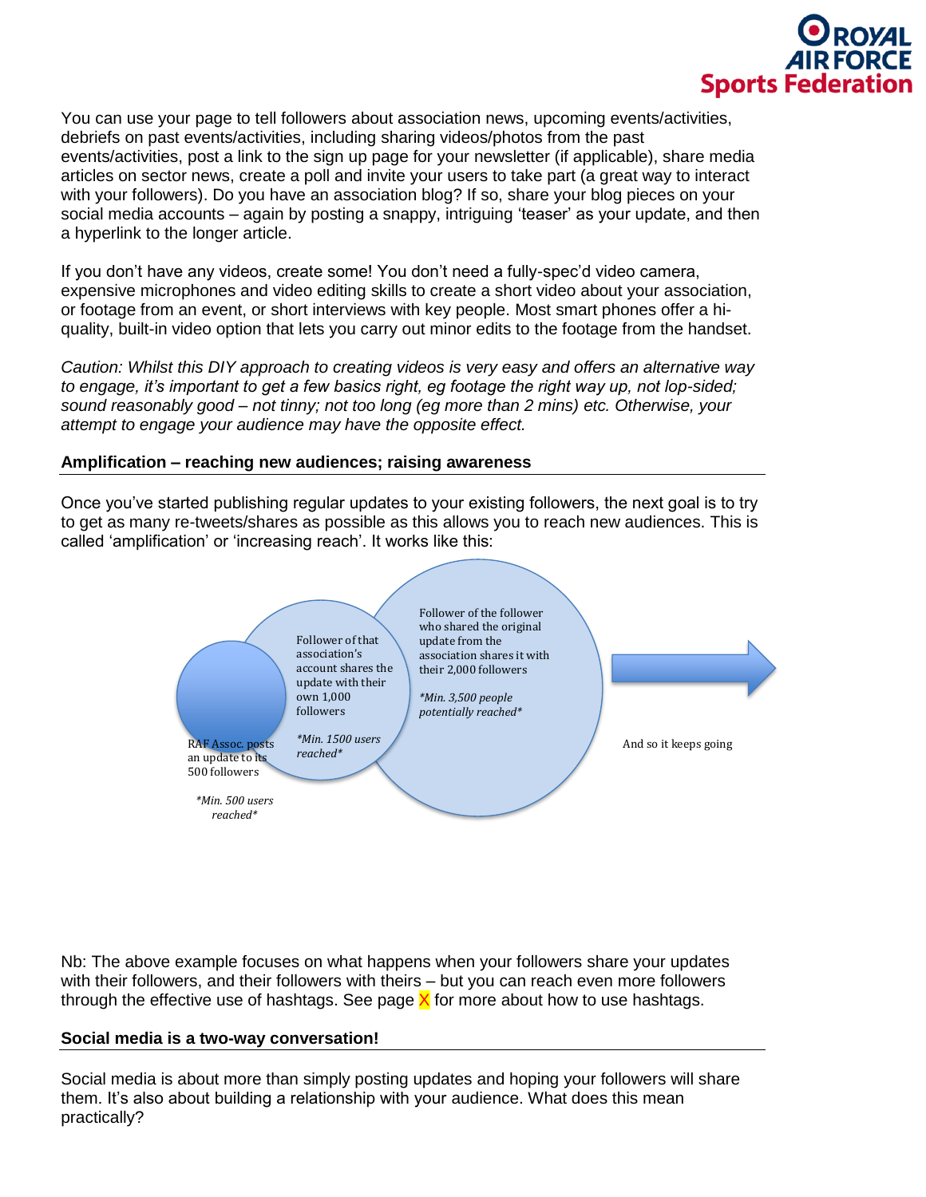You can use your page to tell followers about association news, upcoming events/activities, debriefs on past events/activities, including sharing videos/photos from the past events/activities, post a link to the sign up page for your newsletter (if applicable), share media articles on sector news, create a poll and invite your users to take part (a great way to interact with your followers). Do you have an association blog? If so, share your blog pieces on your social media accounts – again by posting a snappy, intriguing 'teaser' as your update, and then a hyperlink to the longer article.

If you don't have any videos, create some! You don't need a fully-spec'd video camera, expensive microphones and video editing skills to create a short video about your association, or footage from an event, or short interviews with key people. Most smart phones offer a hi-quality, built-in video option that lets you carry out minor edits to the footage from the handset.

*Caution: Whilst this DIY approach to creating videos is very easy and offers an alternative way to engage, it's important to get a few basics right, eg footage the right way up, not lop-sided; sound reasonably good – not tinny; not too long (eg more than 2 mins) etc. Otherwise, your attempt to engage your audience may have the opposite effect.*

**Amplification – reaching new audiences; raising awareness**

Once you've started publishing regular updates to your existing followers, the next goal is to try to get as many re-tweets/shares as possible as this allows you to reach new audiences. This is called 'amplification' or 'increasing reach'. It works like this:

RAF Assoc. posts an update to its 500 followers

*\*Min. 500 users reached\**

Follower of that association's account shares the update with their own 1,000 followers

*\*Min. 1500 users reached\**

Follower of the follower who shared the original update from the association shares it with their 2,000 followers

*\*Min. 3,500 people potentially reached\**

And so it keeps going

Nb: The above example focuses on what happens when your followers share your updates with their followers, and their followers with theirs – but you can reach even more followers through the effective use of hashtags. See page X for more about how to use hashtags.

**Social media is a two-way conversation!**

Social media is about more than simply posting updates and hoping your followers will share them. It's also about building a relationship with your audience. What does this mean practically?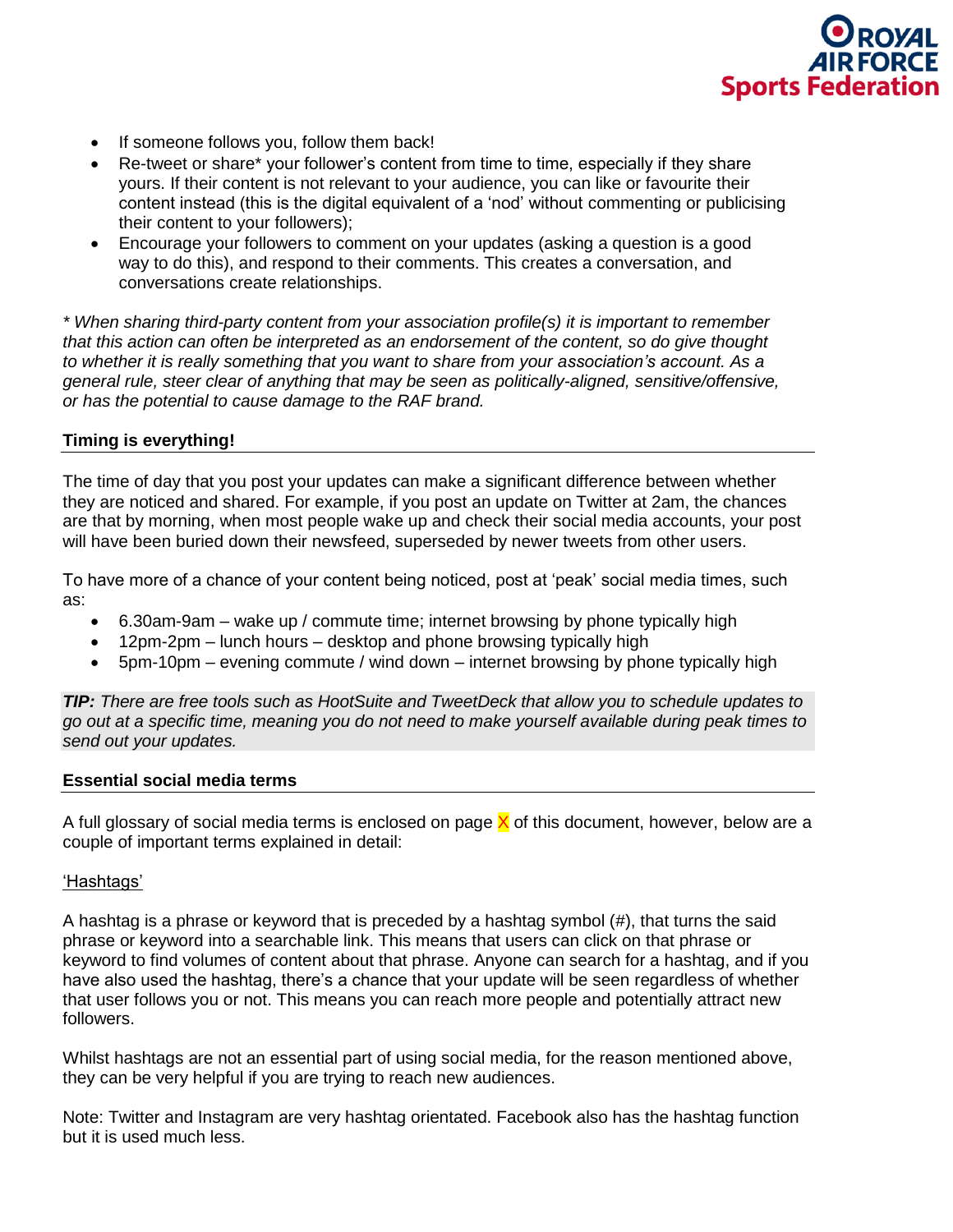- If someone follows you, follow them back!
- Re-tweet or share* your follower's content from time to time, especially if they share yours. If their content is not relevant to your audience, you can like or favourite their content instead (this is the digital equivalent of a 'nod' without commenting or publicising their content to your followers);
- Encourage your followers to comment on your updates (asking a question is a good way to do this), and respond to their comments. This creates a conversation, and conversations create relationships.

*\* When sharing third-party content from your association profile(s) it is important to remember that this action can often be interpreted as an endorsement of the content, so do give thought to whether it is really something that you want to share from your association's account. As a general rule, steer clear of anything that may be seen as politically-aligned, sensitive/offensive, or has the potential to cause damage to the RAF brand.*

## Timing is everything!

The time of day that you post your updates can make a significant difference between whether they are noticed and shared. For example, if you post an update on Twitter at 2am, the chances are that by morning, when most people wake up and check their social media accounts, your post will have been buried down their newsfeed, superseded by newer tweets from other users.

To have more of a chance of your content being noticed, post at 'peak' social media times, such as:

- 6.30am-9am – wake up / commute time; internet browsing by phone typically high
- 12pm-2pm – lunch hours – desktop and phone browsing typically high
- 5pm-10pm – evening commute / wind down – internet browsing by phone typically high

***TIP:*** *There are free tools such as HootSuite and TweetDeck that allow you to schedule updates to go out at a specific time, meaning you do not need to make yourself available during peak times to send out your updates.*

## Essential social media terms

A full glossary of social media terms is enclosed on page X of this document, however, below are a couple of important terms explained in detail:

### 'Hashtags'

A hashtag is a phrase or keyword that is preceded by a hashtag symbol (#), that turns the said phrase or keyword into a searchable link. This means that users can click on that phrase or keyword to find volumes of content about that phrase. Anyone can search for a hashtag, and if you have also used the hashtag, there's a chance that your update will be seen regardless of whether that user follows you or not. This means you can reach more people and potentially attract new followers.

Whilst hashtags are not an essential part of using social media, for the reason mentioned above, they can be very helpful if you are trying to reach new audiences.

Note: Twitter and Instagram are very hashtag orientated. Facebook also has the hashtag function but it is used much less.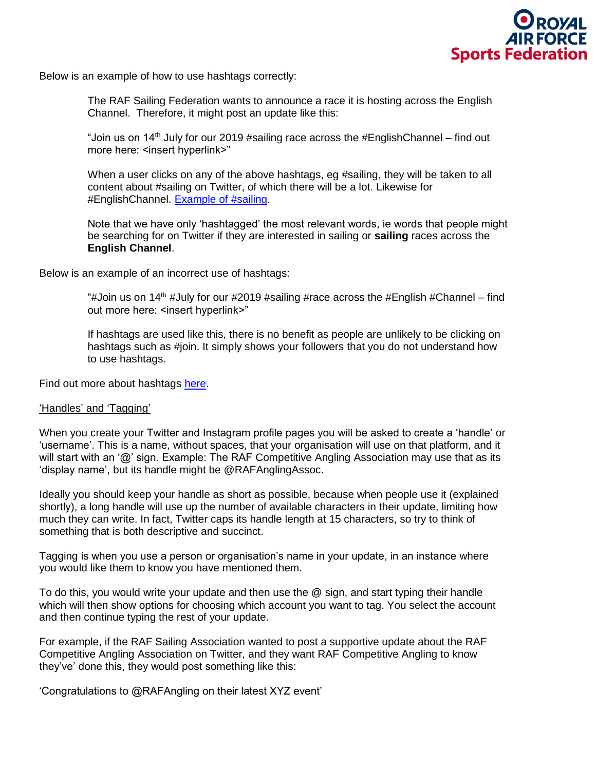Below is an example of how to use hashtags correctly:

> The RAF Sailing Federation wants to announce a race it is hosting across the English Channel. Therefore, it might post an update like this:
>
> "Join us on 14th July for our 2019 #sailing race across the #EnglishChannel – find out more here: <insert hyperlink>"
>
> When a user clicks on any of the above hashtags, eg #sailing, they will be taken to all content about #sailing on Twitter, of which there will be a lot. Likewise for #EnglishChannel. Example of #sailing.
>
> Note that we have only 'hashtagged' the most relevant words, ie words that people might be searching for on Twitter if they are interested in sailing or **sailing** races across the **English Channel**.

Below is an example of an incorrect use of hashtags:

> "#Join us on 14th #July for our #2019 #sailing #race across the #English #Channel – find out more here: <insert hyperlink>"
>
> If hashtags are used like this, there is no benefit as people are unlikely to be clicking on hashtags such as #join. It simply shows your followers that you do not understand how to use hashtags.

Find out more about hashtags here.

'Handles' and 'Tagging'

When you create your Twitter and Instagram profile pages you will be asked to create a 'handle' or 'username'. This is a name, without spaces, that your organisation will use on that platform, and it will start with an '@' sign. Example: The RAF Competitive Angling Association may use that as its 'display name', but its handle might be @RAFAnglingAssoc.

Ideally you should keep your handle as short as possible, because when people use it (explained shortly), a long handle will use up the number of available characters in their update, limiting how much they can write. In fact, Twitter caps its handle length at 15 characters, so try to think of something that is both descriptive and succinct.

Tagging is when you use a person or organisation's name in your update, in an instance where you would like them to know you have mentioned them.

To do this, you would write your update and then use the @ sign, and start typing their handle which will then show options for choosing which account you want to tag. You select the account and then continue typing the rest of your update.

For example, if the RAF Sailing Association wanted to post a supportive update about the RAF Competitive Angling Association on Twitter, and they want RAF Competitive Angling to know they've' done this, they would post something like this:

'Congratulations to @RAFAngling on their latest XYZ event'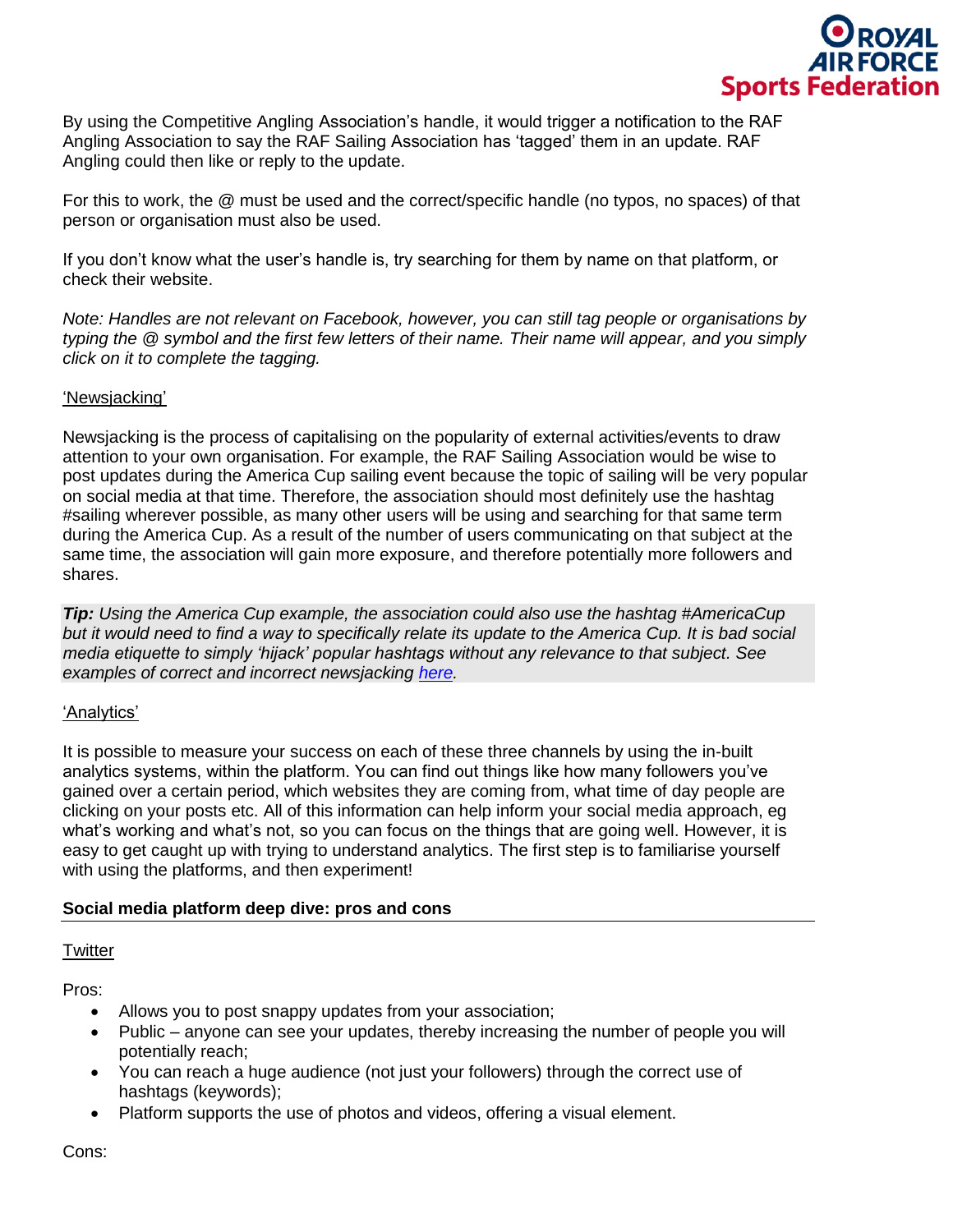By using the Competitive Angling Association's handle, it would trigger a notification to the RAF Angling Association to say the RAF Sailing Association has 'tagged' them in an update. RAF Angling could then like or reply to the update.

For this to work, the @ must be used and the correct/specific handle (no typos, no spaces) of that person or organisation must also be used.

If you don't know what the user's handle is, try searching for them by name on that platform, or check their website.

*Note: Handles are not relevant on Facebook, however, you can still tag people or organisations by typing the @ symbol and the first few letters of their name. Their name will appear, and you simply click on it to complete the tagging.*

'Newsjacking'

Newsjacking is the process of capitalising on the popularity of external activities/events to draw attention to your own organisation. For example, the RAF Sailing Association would be wise to post updates during the America Cup sailing event because the topic of sailing will be very popular on social media at that time. Therefore, the association should most definitely use the hashtag #sailing wherever possible, as many other users will be using and searching for that same term during the America Cup. As a result of the number of users communicating on that subject at the same time, the association will gain more exposure, and therefore potentially more followers and shares.

***Tip:*** *Using the America Cup example, the association could also use the hashtag #AmericaCup but it would need to find a way to specifically relate its update to the America Cup. It is bad social media etiquette to simply 'hijack' popular hashtags without any relevance to that subject. See examples of correct and incorrect newsjacking here.*

'Analytics'

It is possible to measure your success on each of these three channels by using the in-built analytics systems, within the platform. You can find out things like how many followers you've gained over a certain period, which websites they are coming from, what time of day people are clicking on your posts etc. All of this information can help inform your social media approach, eg what's working and what's not, so you can focus on the things that are going well. However, it is easy to get caught up with trying to understand analytics. The first step is to familiarise yourself with using the platforms, and then experiment!

**Social media platform deep dive: pros and cons**

Twitter

Pros:

- Allows you to post snappy updates from your association;
- Public – anyone can see your updates, thereby increasing the number of people you will potentially reach;
- You can reach a huge audience (not just your followers) through the correct use of hashtags (keywords);
- Platform supports the use of photos and videos, offering a visual element.

Cons: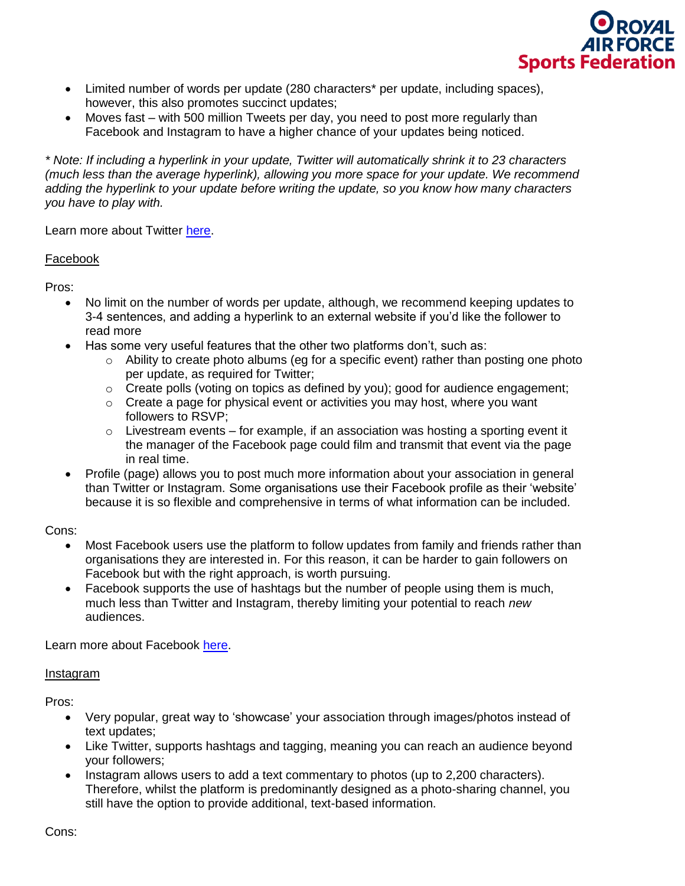- Limited number of words per update (280 characters* per update, including spaces), however, this also promotes succinct updates;
- Moves fast – with 500 million Tweets per day, you need to post more regularly than Facebook and Instagram to have a higher chance of your updates being noticed.

*\* Note: If including a hyperlink in your update, Twitter will automatically shrink it to 23 characters (much less than the average hyperlink), allowing you more space for your update. We recommend adding the hyperlink to your update before writing the update, so you know how many characters you have to play with.*

Learn more about Twitter [here]().

<u>Facebook</u>

Pros:

- No limit on the number of words per update, although, we recommend keeping updates to 3-4 sentences, and adding a hyperlink to an external website if you'd like the follower to read more
- Has some very useful features that the other two platforms don't, such as:
  - Ability to create photo albums (eg for a specific event) rather than posting one photo per update, as required for Twitter;
  - Create polls (voting on topics as defined by you); good for audience engagement;
  - Create a page for physical event or activities you may host, where you want followers to RSVP;
  - Livestream events – for example, if an association was hosting a sporting event it the manager of the Facebook page could film and transmit that event via the page in real time.
- Profile (page) allows you to post much more information about your association in general than Twitter or Instagram. Some organisations use their Facebook profile as their 'website' because it is so flexible and comprehensive in terms of what information can be included.

Cons:

- Most Facebook users use the platform to follow updates from family and friends rather than organisations they are interested in. For this reason, it can be harder to gain followers on Facebook but with the right approach, is worth pursuing.
- Facebook supports the use of hashtags but the number of people using them is much, much less than Twitter and Instagram, thereby limiting your potential to reach *new* audiences.

Learn more about Facebook [here]().

<u>Instagram</u>

Pros:

- Very popular, great way to 'showcase' your association through images/photos instead of text updates;
- Like Twitter, supports hashtags and tagging, meaning you can reach an audience beyond your followers;
- Instagram allows users to add a text commentary to photos (up to 2,200 characters). Therefore, whilst the platform is predominantly designed as a photo-sharing channel, you still have the option to provide additional, text-based information.

Cons: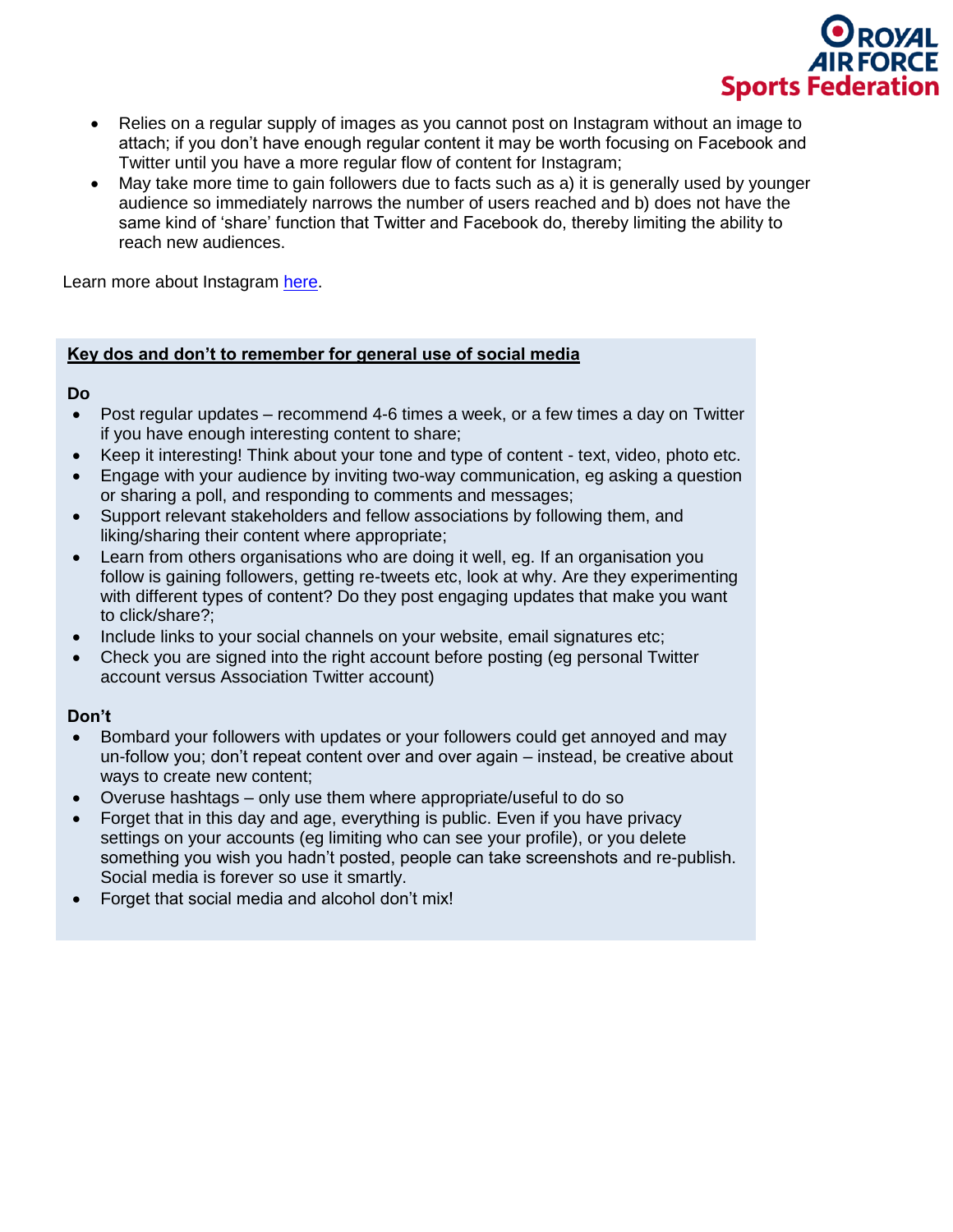- Relies on a regular supply of images as you cannot post on Instagram without an image to attach; if you don't have enough regular content it may be worth focusing on Facebook and Twitter until you have a more regular flow of content for Instagram;
- May take more time to gain followers due to facts such as a) it is generally used by younger audience so immediately narrows the number of users reached and b) does not have the same kind of 'share' function that Twitter and Facebook do, thereby limiting the ability to reach new audiences.

Learn more about Instagram here.

**Key dos and don't to remember for general use of social media**

**Do**

- Post regular updates – recommend 4-6 times a week, or a few times a day on Twitter if you have enough interesting content to share;
- Keep it interesting! Think about your tone and type of content - text, video, photo etc.
- Engage with your audience by inviting two-way communication, eg asking a question or sharing a poll, and responding to comments and messages;
- Support relevant stakeholders and fellow associations by following them, and liking/sharing their content where appropriate;
- Learn from others organisations who are doing it well, eg. If an organisation you follow is gaining followers, getting re-tweets etc, look at why. Are they experimenting with different types of content? Do they post engaging updates that make you want to click/share?;
- Include links to your social channels on your website, email signatures etc;
- Check you are signed into the right account before posting (eg personal Twitter account versus Association Twitter account)

**Don't**

- Bombard your followers with updates or your followers could get annoyed and may un-follow you; don't repeat content over and over again – instead, be creative about ways to create new content;
- Overuse hashtags – only use them where appropriate/useful to do so
- Forget that in this day and age, everything is public. Even if you have privacy settings on your accounts (eg limiting who can see your profile), or you delete something you wish you hadn't posted, people can take screenshots and re-publish. Social media is forever so use it smartly.
- Forget that social media and alcohol don't mix!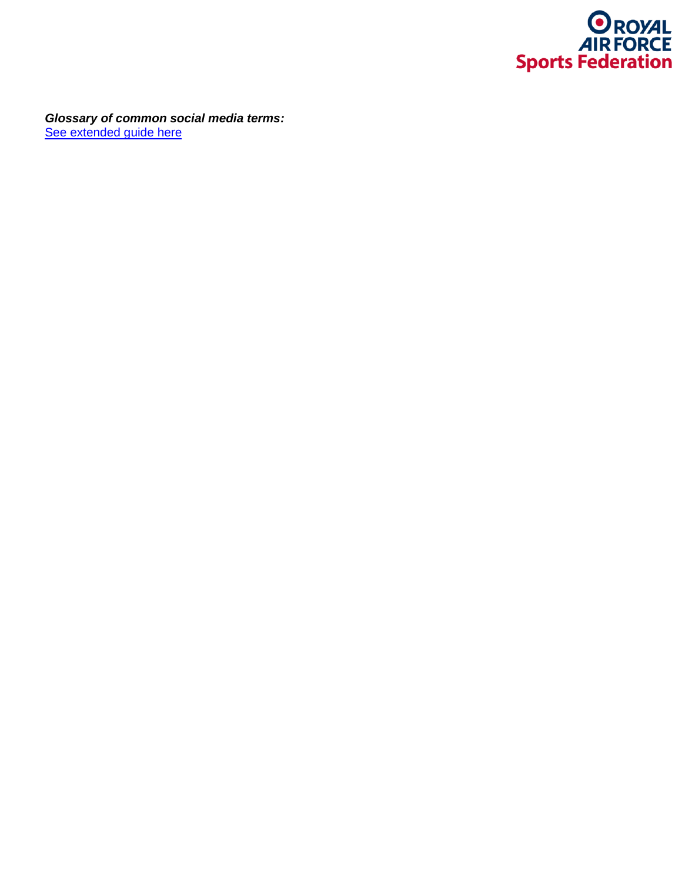***Glossary of common social media terms:***
See extended guide here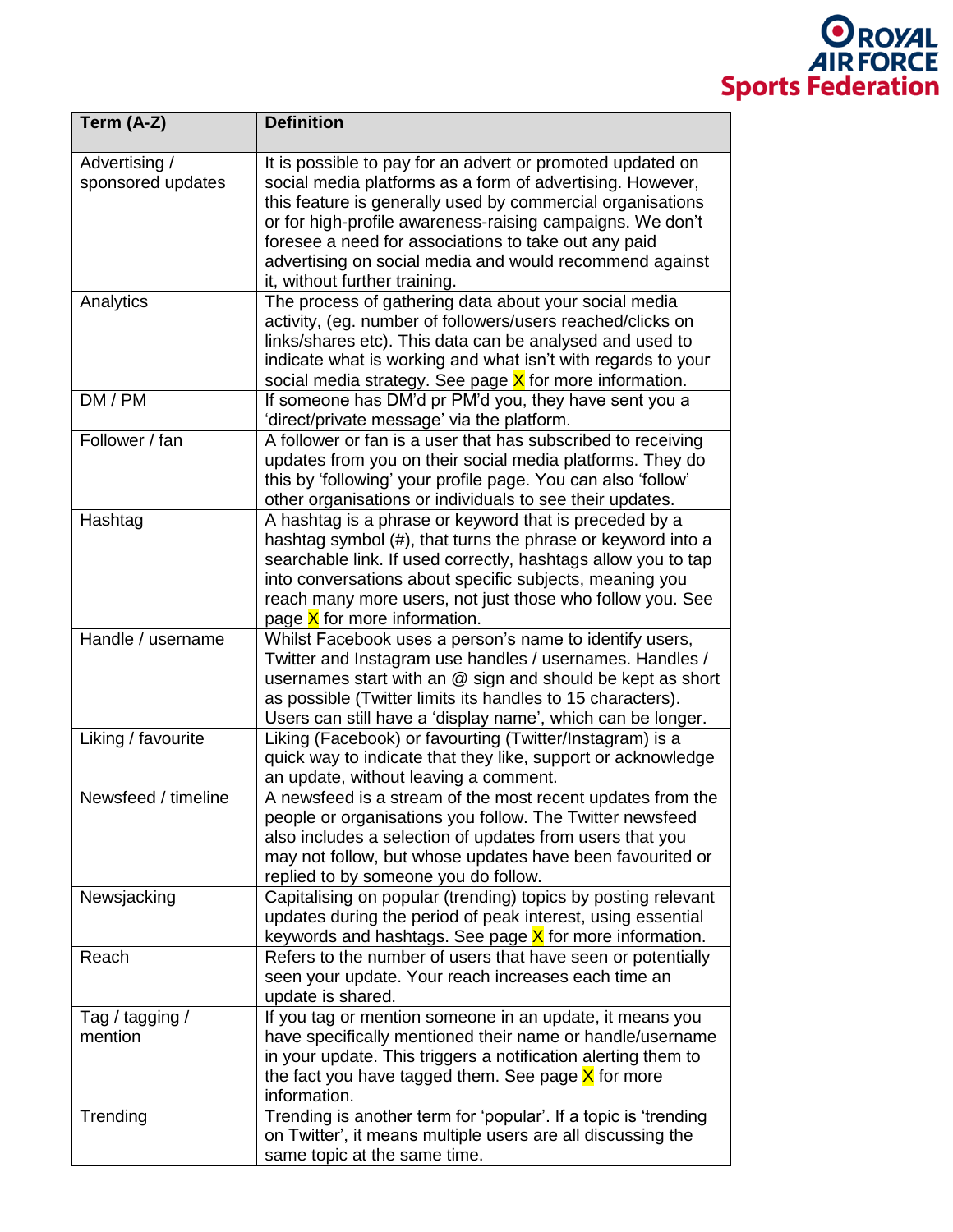| Term (A-Z) | Definition |
|---|---|
| Advertising / sponsored updates | It is possible to pay for an advert or promoted updated on social media platforms as a form of advertising. However, this feature is generally used by commercial organisations or for high-profile awareness-raising campaigns. We don't foresee a need for associations to take out any paid advertising on social media and would recommend against it, without further training. |
| Analytics | The process of gathering data about your social media activity, (eg. number of followers/users reached/clicks on links/shares etc). This data can be analysed and used to indicate what is working and what isn't with regards to your social media strategy. See page X for more information. |
| DM / PM | If someone has DM'd pr PM'd you, they have sent you a 'direct/private message' via the platform. |
| Follower / fan | A follower or fan is a user that has subscribed to receiving updates from you on their social media platforms. They do this by 'following' your profile page. You can also 'follow' other organisations or individuals to see their updates. |
| Hashtag | A hashtag is a phrase or keyword that is preceded by a hashtag symbol (#), that turns the phrase or keyword into a searchable link. If used correctly, hashtags allow you to tap into conversations about specific subjects, meaning you reach many more users, not just those who follow you. See page X for more information. |
| Handle / username | Whilst Facebook uses a person's name to identify users, Twitter and Instagram use handles / usernames. Handles / usernames start with an @ sign and should be kept as short as possible (Twitter limits its handles to 15 characters). Users can still have a 'display name', which can be longer. |
| Liking / favourite | Liking (Facebook) or favourting (Twitter/Instagram) is a quick way to indicate that they like, support or acknowledge an update, without leaving a comment. |
| Newsfeed / timeline | A newsfeed is a stream of the most recent updates from the people or organisations you follow. The Twitter newsfeed also includes a selection of updates from users that you may not follow, but whose updates have been favourited or replied to by someone you do follow. |
| Newsjacking | Capitalising on popular (trending) topics by posting relevant updates during the period of peak interest, using essential keywords and hashtags. See page X for more information. |
| Reach | Refers to the number of users that have seen or potentially seen your update. Your reach increases each time an update is shared. |
| Tag / tagging / mention | If you tag or mention someone in an update, it means you have specifically mentioned their name or handle/username in your update. This triggers a notification alerting them to the fact you have tagged them. See page X for more information. |
| Trending | Trending is another term for 'popular'. If a topic is 'trending on Twitter', it means multiple users are all discussing the same topic at the same time. |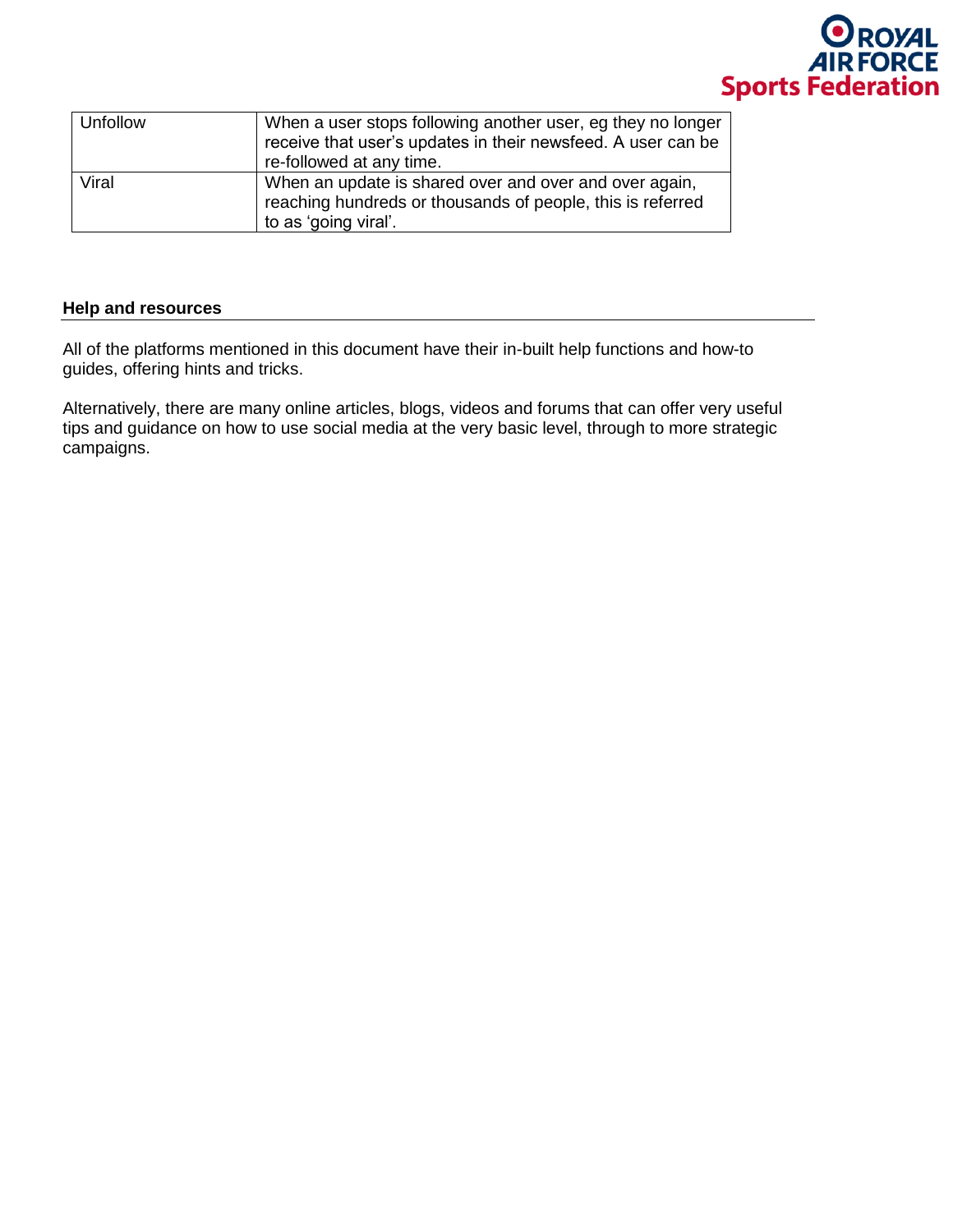| | |
|---|---|
| Unfollow | When a user stops following another user, eg they no longer receive that user's updates in their newsfeed. A user can be re-followed at any time. |
| Viral | When an update is shared over and over and over again, reaching hundreds or thousands of people, this is referred to as 'going viral'. |

## Help and resources

All of the platforms mentioned in this document have their in-built help functions and how-to guides, offering hints and tricks.

Alternatively, there are many online articles, blogs, videos and forums that can offer very useful tips and guidance on how to use social media at the very basic level, through to more strategic campaigns.